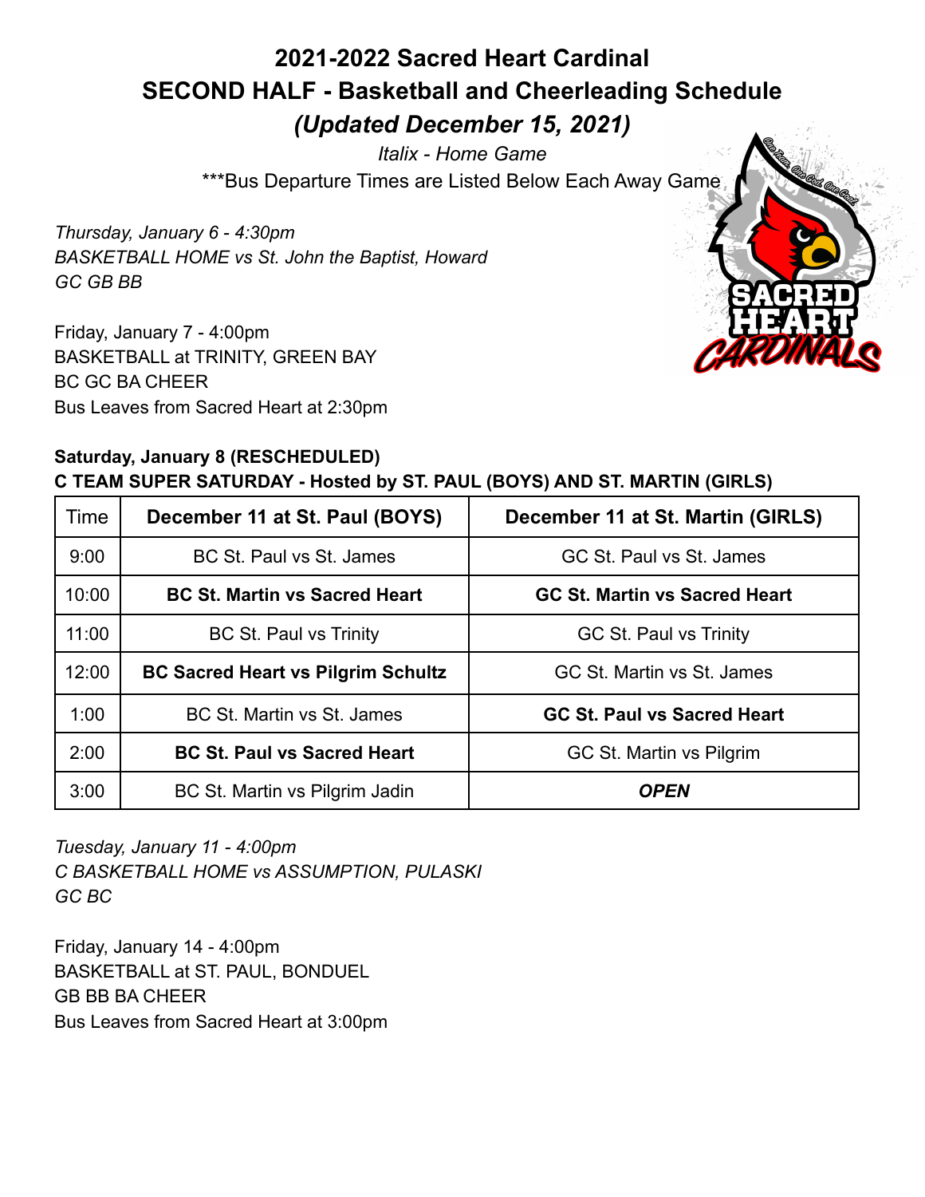# 2021-2022 Sacred Heart Cardinal
# SECOND HALF - Basketball and Cheerleading Schedule
## *(Updated December 15, 2021)*

*Italix - Home Game*

***Bus Departure Times are Listed Below Each Away Game

*Thursday, January 6 - 4:30pm*
*BASKETBALL HOME vs St. John the Baptist, Howard*
*GC GB BB*

Friday, January 7 - 4:00pm
BASKETBALL at TRINITY, GREEN BAY
BC GC BA CHEER
Bus Leaves from Sacred Heart at 2:30pm

**Saturday, January 8 (RESCHEDULED)**
**C TEAM SUPER SATURDAY - Hosted by ST. PAUL (BOYS) AND ST. MARTIN (GIRLS)**

| Time | **December 11 at St. Paul (BOYS)** | **December 11 at St. Martin (GIRLS)** |
| --- | --- | --- |
| 9:00 | BC St. Paul vs St. James | GC St. Paul vs St. James |
| 10:00 | **BC St. Martin vs Sacred Heart** | **GC St. Martin vs Sacred Heart** |
| 11:00 | BC St. Paul vs Trinity | GC St. Paul vs Trinity |
| 12:00 | **BC Sacred Heart vs Pilgrim Schultz** | GC St. Martin vs St. James |
| 1:00 | BC St. Martin vs St. James | **GC St. Paul vs Sacred Heart** |
| 2:00 | **BC St. Paul vs Sacred Heart** | GC St. Martin vs Pilgrim |
| 3:00 | BC St. Martin vs Pilgrim Jadin | ***OPEN*** |

*Tuesday, January 11 - 4:00pm*
*C BASKETBALL HOME vs ASSUMPTION, PULASKI*
*GC BC*

Friday, January 14 - 4:00pm
BASKETBALL at ST. PAUL, BONDUEL
GB BB BA CHEER
Bus Leaves from Sacred Heart at 3:00pm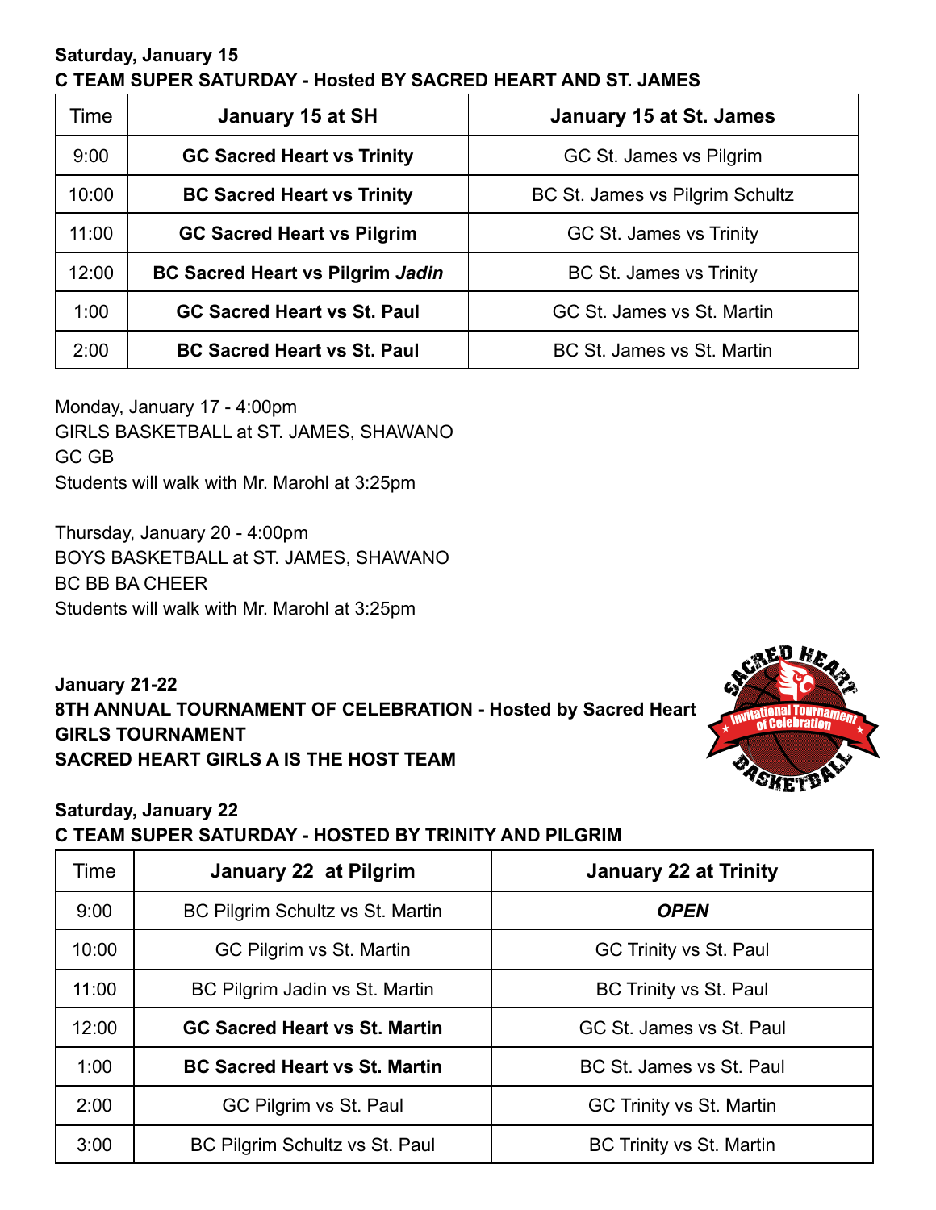**Saturday, January 15**
**C TEAM SUPER SATURDAY - Hosted BY SACRED HEART AND ST. JAMES**

| Time | January 15 at SH | January 15 at St. James |
|---|---|---|
| 9:00 | **GC Sacred Heart vs Trinity** | GC St. James vs Pilgrim |
| 10:00 | **BC Sacred Heart vs Trinity** | BC St. James vs Pilgrim Schultz |
| 11:00 | **GC Sacred Heart vs Pilgrim** | GC St. James vs Trinity |
| 12:00 | **BC Sacred Heart vs Pilgrim *Jadin*** | BC St. James vs Trinity |
| 1:00 | **GC Sacred Heart vs St. Paul** | GC St. James vs St. Martin |
| 2:00 | **BC Sacred Heart vs St. Paul** | BC St. James vs St. Martin |

Monday, January 17 - 4:00pm
GIRLS BASKETBALL at ST. JAMES, SHAWANO
GC GB
Students will walk with Mr. Marohl at 3:25pm

Thursday, January 20 - 4:00pm
BOYS BASKETBALL at ST. JAMES, SHAWANO
BC BB BA CHEER
Students will walk with Mr. Marohl at 3:25pm

**January 21-22**
**8TH ANNUAL TOURNAMENT OF CELEBRATION - Hosted by Sacred Heart**
**GIRLS TOURNAMENT**
**SACRED HEART GIRLS A IS THE HOST TEAM**

**Saturday, January 22**
**C TEAM SUPER SATURDAY - HOSTED BY TRINITY AND PILGRIM**

| Time | January 22 at Pilgrim | January 22 at Trinity |
|---|---|---|
| 9:00 | BC Pilgrim Schultz vs St. Martin | ***OPEN*** |
| 10:00 | GC Pilgrim vs St. Martin | GC Trinity vs St. Paul |
| 11:00 | BC Pilgrim Jadin vs St. Martin | BC Trinity vs St. Paul |
| 12:00 | **GC Sacred Heart vs St. Martin** | GC St. James vs St. Paul |
| 1:00 | **BC Sacred Heart vs St. Martin** | BC St. James vs St. Paul |
| 2:00 | GC Pilgrim vs St. Paul | GC Trinity vs St. Martin |
| 3:00 | BC Pilgrim Schultz vs St. Paul | BC Trinity vs St. Martin |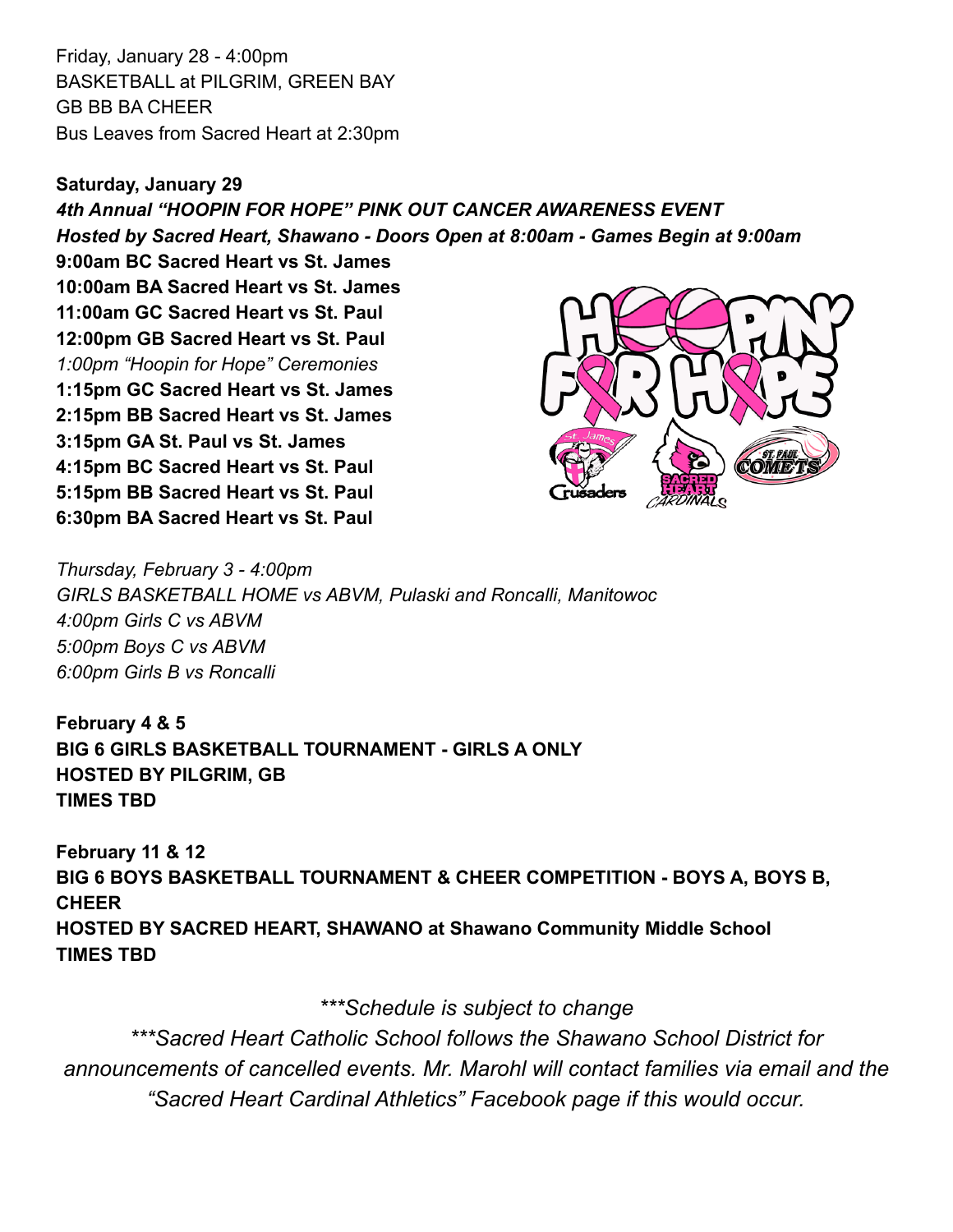Friday, January 28 - 4:00pm
BASKETBALL at PILGRIM, GREEN BAY
GB BB BA CHEER
Bus Leaves from Sacred Heart at 2:30pm

**Saturday, January 29**
***4th Annual "HOOPIN FOR HOPE" PINK OUT CANCER AWARENESS EVENT***
***Hosted by Sacred Heart, Shawano - Doors Open at 8:00am - Games Begin at 9:00am***
**9:00am BC Sacred Heart vs St. James**
**10:00am BA Sacred Heart vs St. James**
**11:00am GC Sacred Heart vs St. Paul**
**12:00pm GB Sacred Heart vs St. Paul**
*1:00pm "Hoopin for Hope" Ceremonies*
**1:15pm GC Sacred Heart vs St. James**
**2:15pm BB Sacred Heart vs St. James**
**3:15pm GA St. Paul vs St. James**
**4:15pm BC Sacred Heart vs St. Paul**
**5:15pm BB Sacred Heart vs St. Paul**
**6:30pm BA Sacred Heart vs St. Paul**

*Thursday, February 3 - 4:00pm*
*GIRLS BASKETBALL HOME vs ABVM, Pulaski and Roncalli, Manitowoc*
*4:00pm Girls C vs ABVM*
*5:00pm Boys C vs ABVM*
*6:00pm Girls B vs Roncalli*

**February 4 & 5**
**BIG 6 GIRLS BASKETBALL TOURNAMENT - GIRLS A ONLY**
**HOSTED BY PILGRIM, GB**
**TIMES TBD**

**February 11 & 12**
**BIG 6 BOYS BASKETBALL TOURNAMENT & CHEER COMPETITION - BOYS A, BOYS B, CHEER**
**HOSTED BY SACRED HEART, SHAWANO at Shawano Community Middle School**
**TIMES TBD**

*\*\*\*Schedule is subject to change*
*\*\*\*Sacred Heart Catholic School follows the Shawano School District for announcements of cancelled events. Mr. Marohl will contact families via email and the "Sacred Heart Cardinal Athletics" Facebook page if this would occur.*